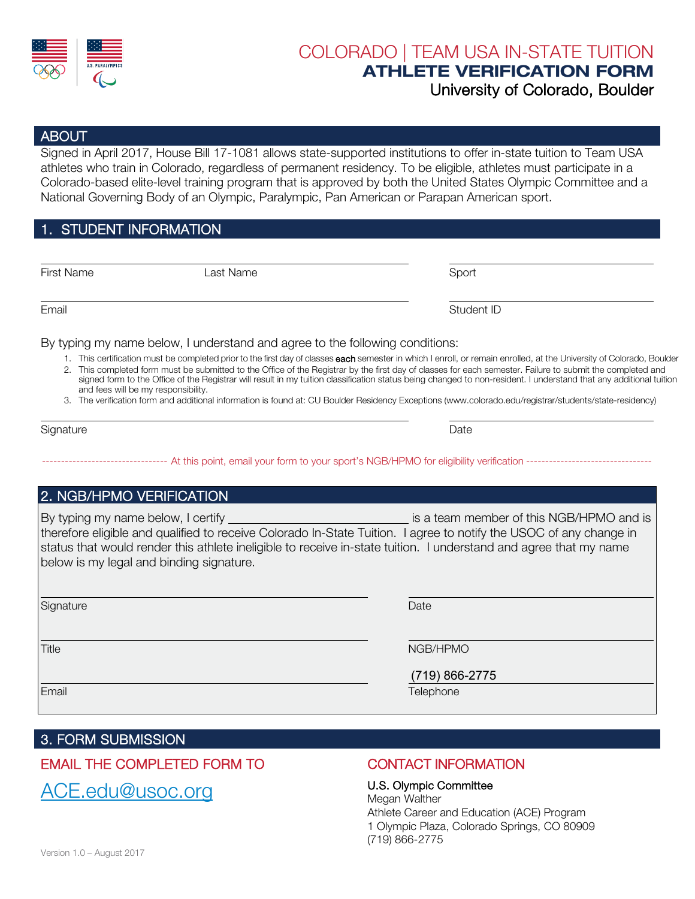# COLORADO | TEAM USA IN-STATE TUITION
## ATHLETE VERIFICATION FORM
### University of Colorado, Boulder

## ABOUT

Signed in April 2017, House Bill 17-1081 allows state-supported institutions to offer in-state tuition to Team USA athletes who train in Colorado, regardless of permanent residency. To be eligible, athletes must participate in a Colorado-based elite-level training program that is approved by both the United States Olympic Committee and a National Governing Body of an Olympic, Paralympic, Pan American or Parapan American sport.

## 1. STUDENT INFORMATION

First Name ______________ Last Name ______________ Sport ______________

Email ______________ Student ID ______________

By typing my name below, I understand and agree to the following conditions:

1. This certification must be completed prior to the first day of classes **each** semester in which I enroll, or remain enrolled, at the University of Colorado, Boulder
2. This completed form must be submitted to the Office of the Registrar by the first day of classes for each semester. Failure to submit the completed and signed form to the Office of the Registrar will result in my tuition classification status being changed to non-resident. I understand that any additional tuition and fees will be my responsibility.
3. The verification form and additional information is found at: CU Boulder Residency Exceptions (www.colorado.edu/registrar/students/state-residency)

Signature ______________ Date ______________

--------------------------------- At this point, email your form to your sport's NGB/HPMO for eligibility verification ---------------------------------

## 2. NGB/HPMO VERIFICATION

By typing my name below, I certify ______________ is a team member of this NGB/HPMO and is therefore eligible and qualified to receive Colorado In-State Tuition. I agree to notify the USOC of any change in status that would render this athlete ineligible to receive in-state tuition. I understand and agree that my name below is my legal and binding signature.

Signature ______________ Date ______________

Title ______________ NGB/HPMO ______________

Email ______________ Telephone (719) 866-2775

## 3. FORM SUBMISSION

**EMAIL THE COMPLETED FORM TO**

ACE.edu@usoc.org

**CONTACT INFORMATION**

U.S. Olympic Committee
Megan Walther
Athlete Career and Education (ACE) Program
1 Olympic Plaza, Colorado Springs, CO 80909
(719) 866-2775

Version 1.0 – August 2017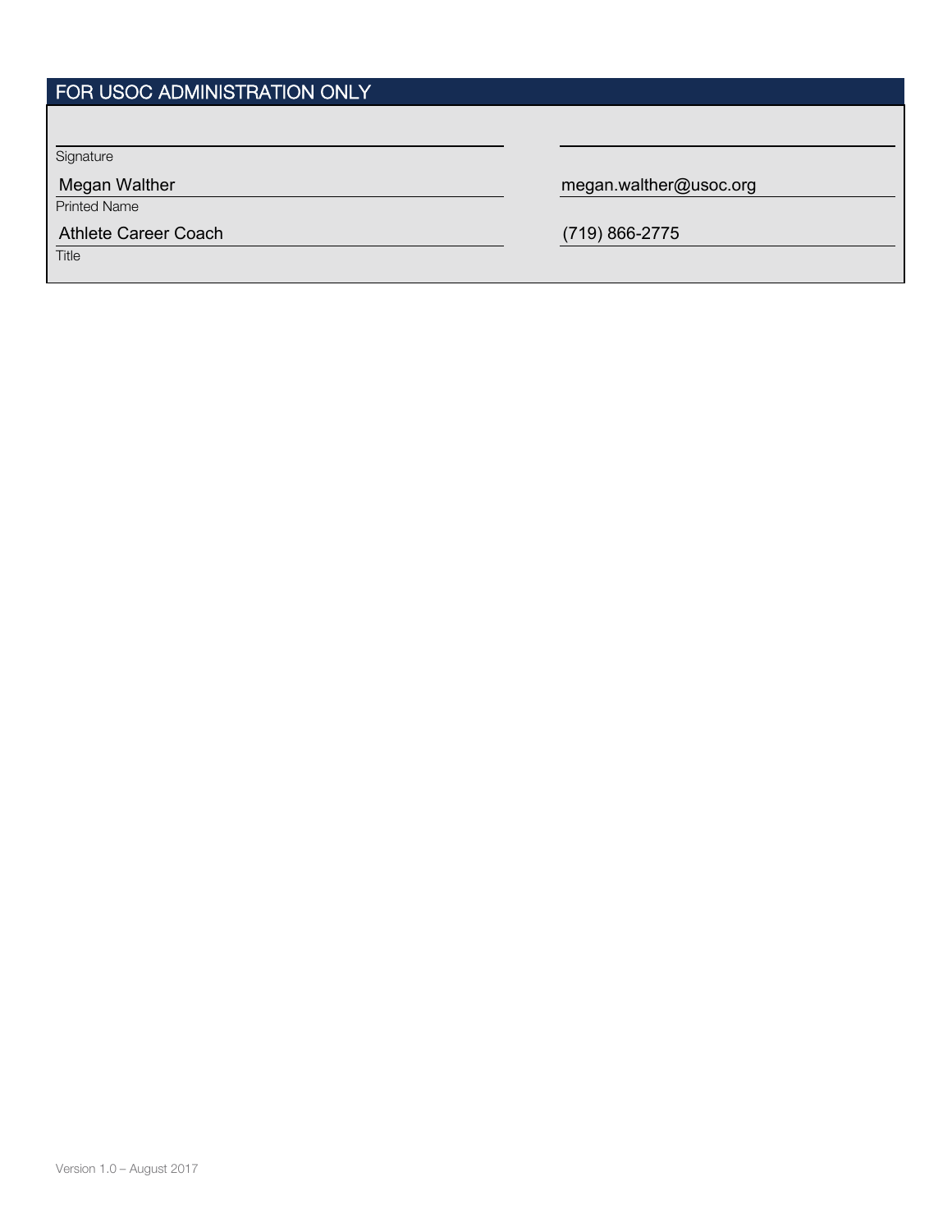## FOR USOC ADMINISTRATION ONLY

Signature

Megan Walther
Printed Name

Athlete Career Coach
Title

megan.walther@usoc.org

(719) 866-2775

Version 1.0 – August 2017